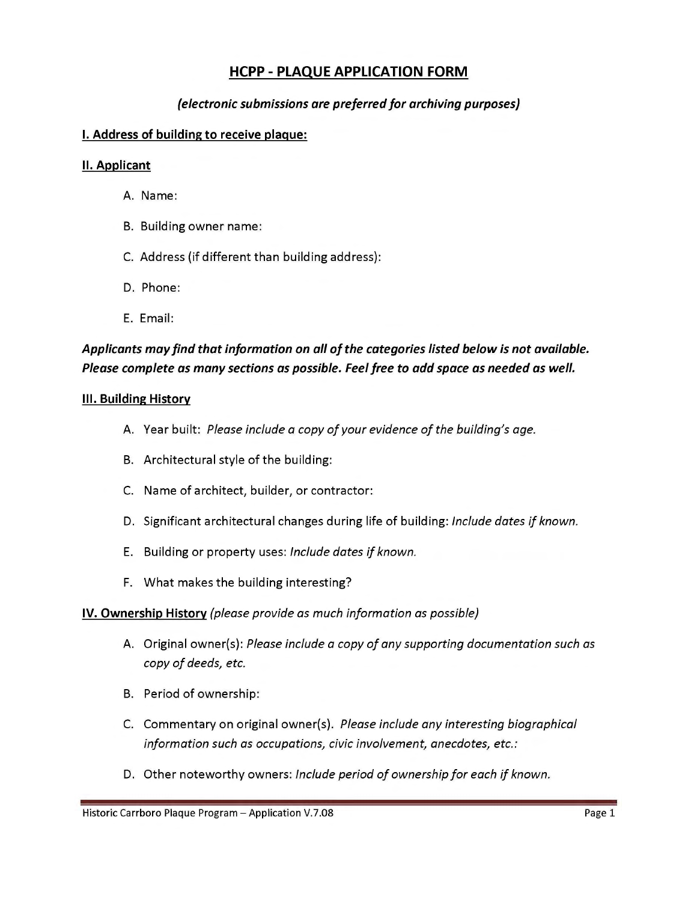# HCPP - PLAQUE APPLICATION FORM

*(electronic submissions are preferred for archiving purposes)*

## I. Address of building to receive plaque:

## II. Applicant

A. Name:

B. Building owner name:

C. Address (if different than building address):

D. Phone:

E. Email:

***Applicants may find that information on all of the categories listed below is not available. Please complete as many sections as possible. Feel free to add space as needed as well.***

## III. Building History

A. Year built: *Please include a copy of your evidence of the building's age.*

B. Architectural style of the building:

C. Name of architect, builder, or contractor:

D. Significant architectural changes during life of building: *Include dates if known.*

E. Building or property uses: *Include dates if known.*

F. What makes the building interesting?

## IV. Ownership History *(please provide as much information as possible)*

A. Original owner(s): *Please include a copy of any supporting documentation such as copy of deeds, etc.*

B. Period of ownership:

C. Commentary on original owner(s). *Please include any interesting biographical information such as occupations, civic involvement, anecdotes, etc.:*

D. Other noteworthy owners: *Include period of ownership for each if known.*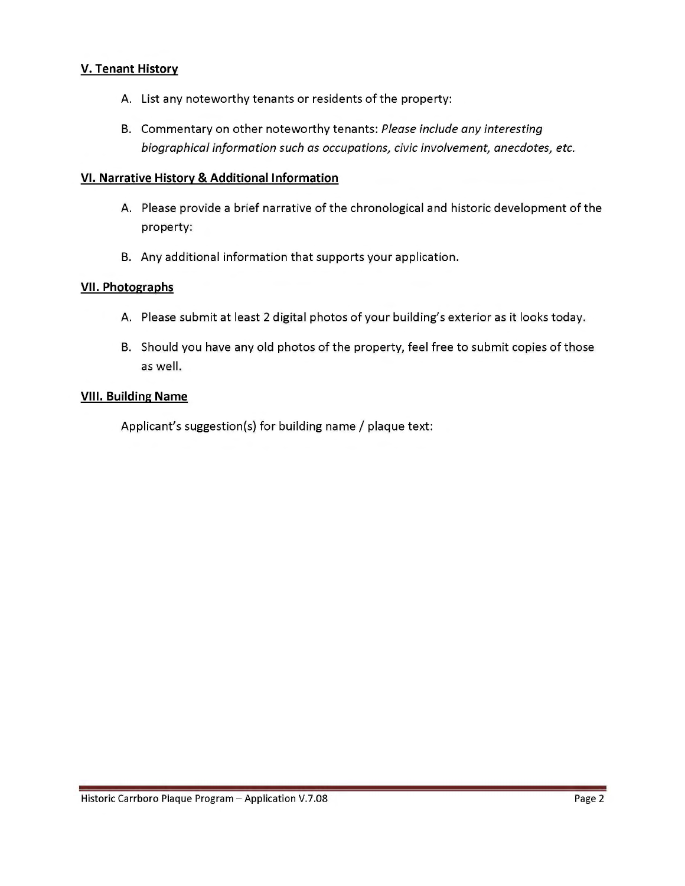**V. Tenant History**

A. List any noteworthy tenants or residents of the property:

B. Commentary on other noteworthy tenants: *Please include any interesting biographical information such as occupations, civic involvement, anecdotes, etc.*

**VI. Narrative History & Additional Information**

A. Please provide a brief narrative of the chronological and historic development of the property:

B. Any additional information that supports your application.

**VII. Photographs**

A. Please submit at least 2 digital photos of your building's exterior as it looks today.

B. Should you have any old photos of the property, feel free to submit copies of those as well.

**VIII. Building Name**

Applicant's suggestion(s) for building name / plaque text: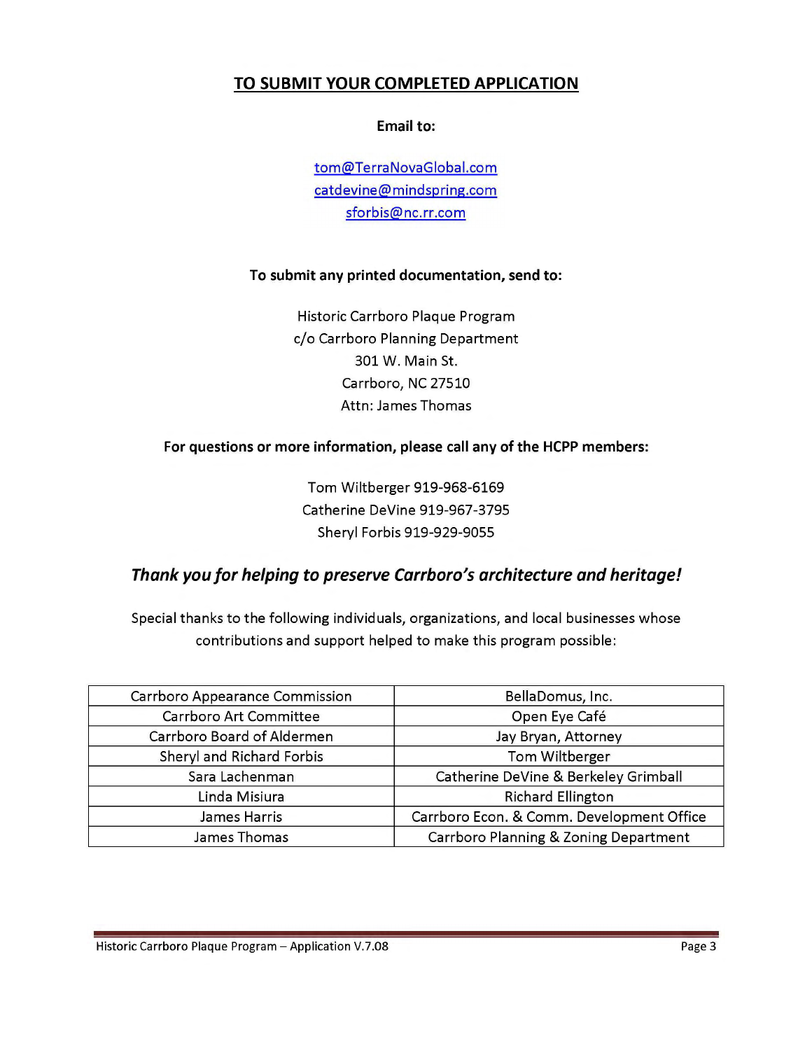## TO SUBMIT YOUR COMPLETED APPLICATION

**Email to:**

tom@TerraNovaGlobal.com
catdevine@mindspring.com
sforbis@nc.rr.com

**To submit any printed documentation, send to:**

Historic Carrboro Plaque Program
c/o Carrboro Planning Department
301 W. Main St.
Carrboro, NC 27510
Attn: James Thomas

**For questions or more information, please call any of the HCPP members:**

Tom Wiltberger 919-968-6169
Catherine DeVine 919-967-3795
Sheryl Forbis 919-929-9055

### ***Thank you for helping to preserve Carrboro's architecture and heritage!***

Special thanks to the following individuals, organizations, and local businesses whose contributions and support helped to make this program possible:

| | |
|---|---|
| Carrboro Appearance Commission | BellaDomus, Inc. |
| Carrboro Art Committee | Open Eye Café |
| Carrboro Board of Aldermen | Jay Bryan, Attorney |
| Sheryl and Richard Forbis | Tom Wiltberger |
| Sara Lachenman | Catherine DeVine & Berkeley Grimball |
| Linda Misiura | Richard Ellington |
| James Harris | Carrboro Econ. & Comm. Development Office |
| James Thomas | Carrboro Planning & Zoning Department |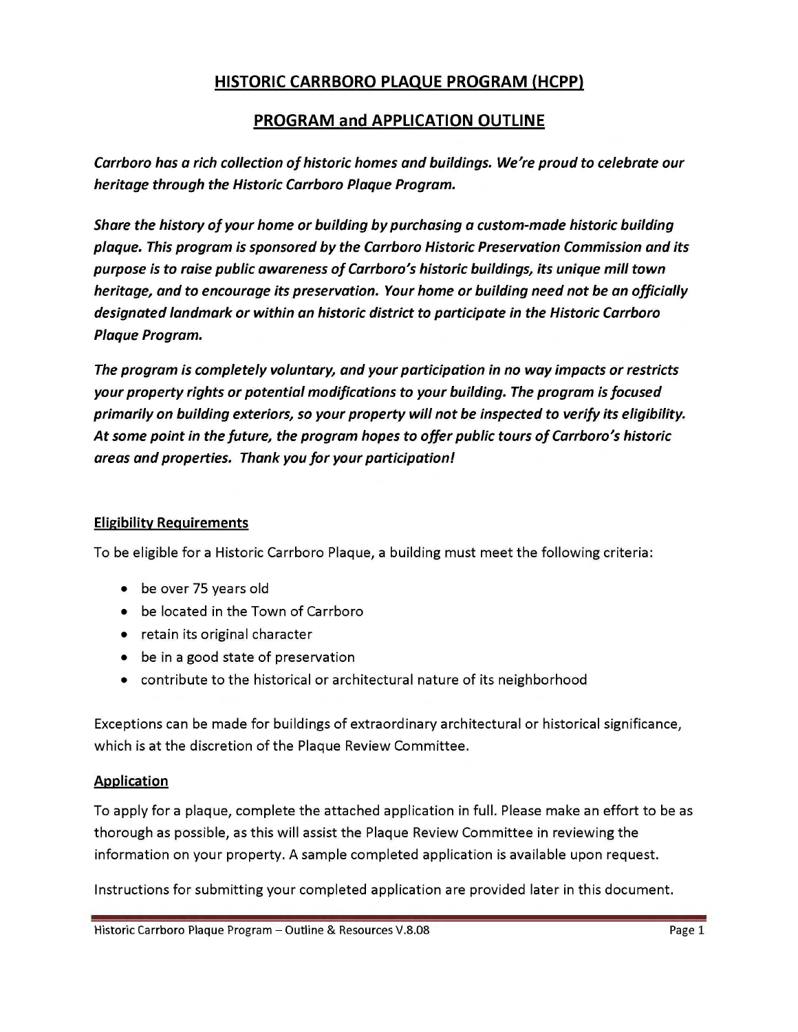# HISTORIC CARRBORO PLAQUE PROGRAM (HCPP)

## PROGRAM and APPLICATION OUTLINE

***Carrboro has a rich collection of historic homes and buildings. We're proud to celebrate our heritage through the Historic Carrboro Plaque Program.***

***Share the history of your home or building by purchasing a custom-made historic building plaque. This program is sponsored by the Carrboro Historic Preservation Commission and its purpose is to raise public awareness of Carrboro's historic buildings, its unique mill town heritage, and to encourage its preservation. Your home or building need not be an officially designated landmark or within an historic district to participate in the Historic Carrboro Plaque Program.***

***The program is completely voluntary, and your participation in no way impacts or restricts your property rights or potential modifications to your building. The program is focused primarily on building exteriors, so your property will not be inspected to verify its eligibility. At some point in the future, the program hopes to offer public tours of Carrboro's historic areas and properties. Thank you for your participation!***

### Eligibility Requirements

To be eligible for a Historic Carrboro Plaque, a building must meet the following criteria:

- be over 75 years old
- be located in the Town of Carrboro
- retain its original character
- be in a good state of preservation
- contribute to the historical or architectural nature of its neighborhood

Exceptions can be made for buildings of extraordinary architectural or historical significance, which is at the discretion of the Plaque Review Committee.

### Application

To apply for a plaque, complete the attached application in full. Please make an effort to be as thorough as possible, as this will assist the Plaque Review Committee in reviewing the information on your property. A sample completed application is available upon request.

Instructions for submitting your completed application are provided later in this document.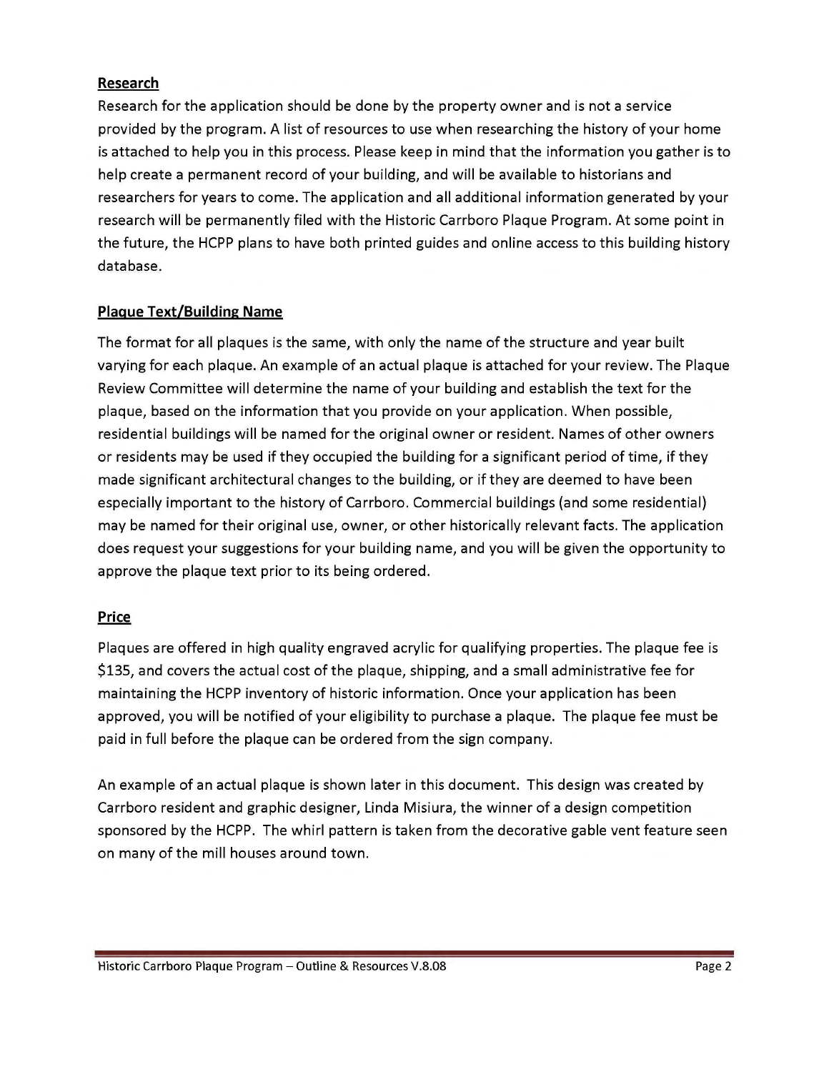## Research

Research for the application should be done by the property owner and is not a service provided by the program. A list of resources to use when researching the history of your home is attached to help you in this process. Please keep in mind that the information you gather is to help create a permanent record of your building, and will be available to historians and researchers for years to come. The application and all additional information generated by your research will be permanently filed with the Historic Carrboro Plaque Program. At some point in the future, the HCPP plans to have both printed guides and online access to this building history database.

## Plaque Text/Building Name

The format for all plaques is the same, with only the name of the structure and year built varying for each plaque. An example of an actual plaque is attached for your review. The Plaque Review Committee will determine the name of your building and establish the text for the plaque, based on the information that you provide on your application. When possible, residential buildings will be named for the original owner or resident. Names of other owners or residents may be used if they occupied the building for a significant period of time, if they made significant architectural changes to the building, or if they are deemed to have been especially important to the history of Carrboro. Commercial buildings (and some residential) may be named for their original use, owner, or other historically relevant facts. The application does request your suggestions for your building name, and you will be given the opportunity to approve the plaque text prior to its being ordered.

## Price

Plaques are offered in high quality engraved acrylic for qualifying properties. The plaque fee is $135, and covers the actual cost of the plaque, shipping, and a small administrative fee for maintaining the HCPP inventory of historic information. Once your application has been approved, you will be notified of your eligibility to purchase a plaque. The plaque fee must be paid in full before the plaque can be ordered from the sign company.

An example of an actual plaque is shown later in this document. This design was created by Carrboro resident and graphic designer, Linda Misiura, the winner of a design competition sponsored by the HCPP. The whirl pattern is taken from the decorative gable vent feature seen on many of the mill houses around town.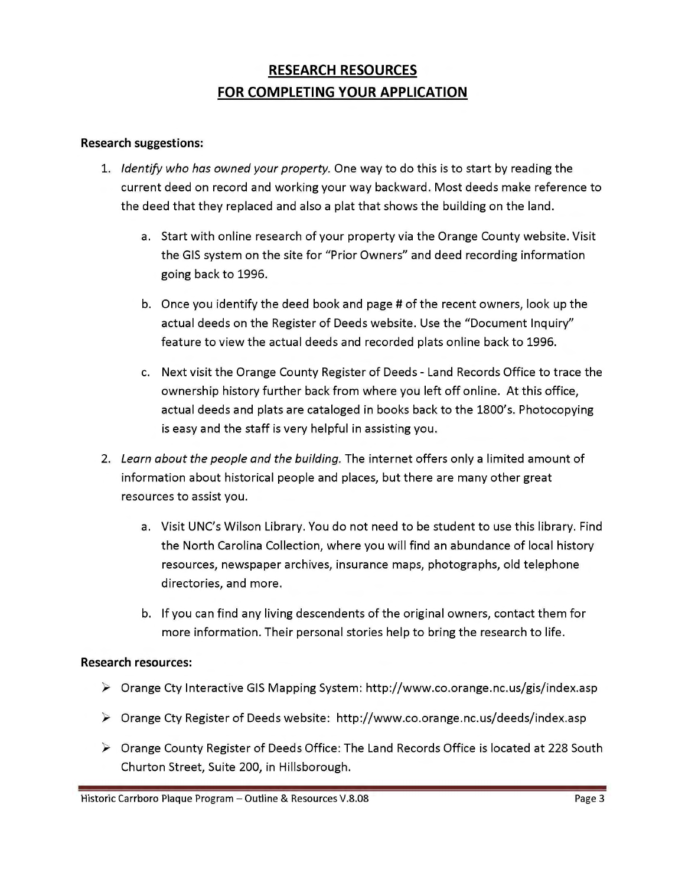# RESEARCH RESOURCES FOR COMPLETING YOUR APPLICATION

**Research suggestions:**

1. *Identify who has owned your property.* One way to do this is to start by reading the current deed on record and working your way backward. Most deeds make reference to the deed that they replaced and also a plat that shows the building on the land.

   a. Start with online research of your property via the Orange County website. Visit the GIS system on the site for "Prior Owners" and deed recording information going back to 1996.

   b. Once you identify the deed book and page # of the recent owners, look up the actual deeds on the Register of Deeds website. Use the "Document Inquiry" feature to view the actual deeds and recorded plats online back to 1996.

   c. Next visit the Orange County Register of Deeds - Land Records Office to trace the ownership history further back from where you left off online. At this office, actual deeds and plats are cataloged in books back to the 1800's. Photocopying is easy and the staff is very helpful in assisting you.

2. *Learn about the people and the building.* The internet offers only a limited amount of information about historical people and places, but there are many other great resources to assist you.

   a. Visit UNC's Wilson Library. You do not need to be student to use this library. Find the North Carolina Collection, where you will find an abundance of local history resources, newspaper archives, insurance maps, photographs, old telephone directories, and more.

   b. If you can find any living descendents of the original owners, contact them for more information. Their personal stories help to bring the research to life.

**Research resources:**

- Orange Cty Interactive GIS Mapping System: http://www.co.orange.nc.us/gis/index.asp
- Orange Cty Register of Deeds website: http://www.co.orange.nc.us/deeds/index.asp
- Orange County Register of Deeds Office: The Land Records Office is located at 228 South Churton Street, Suite 200, in Hillsborough.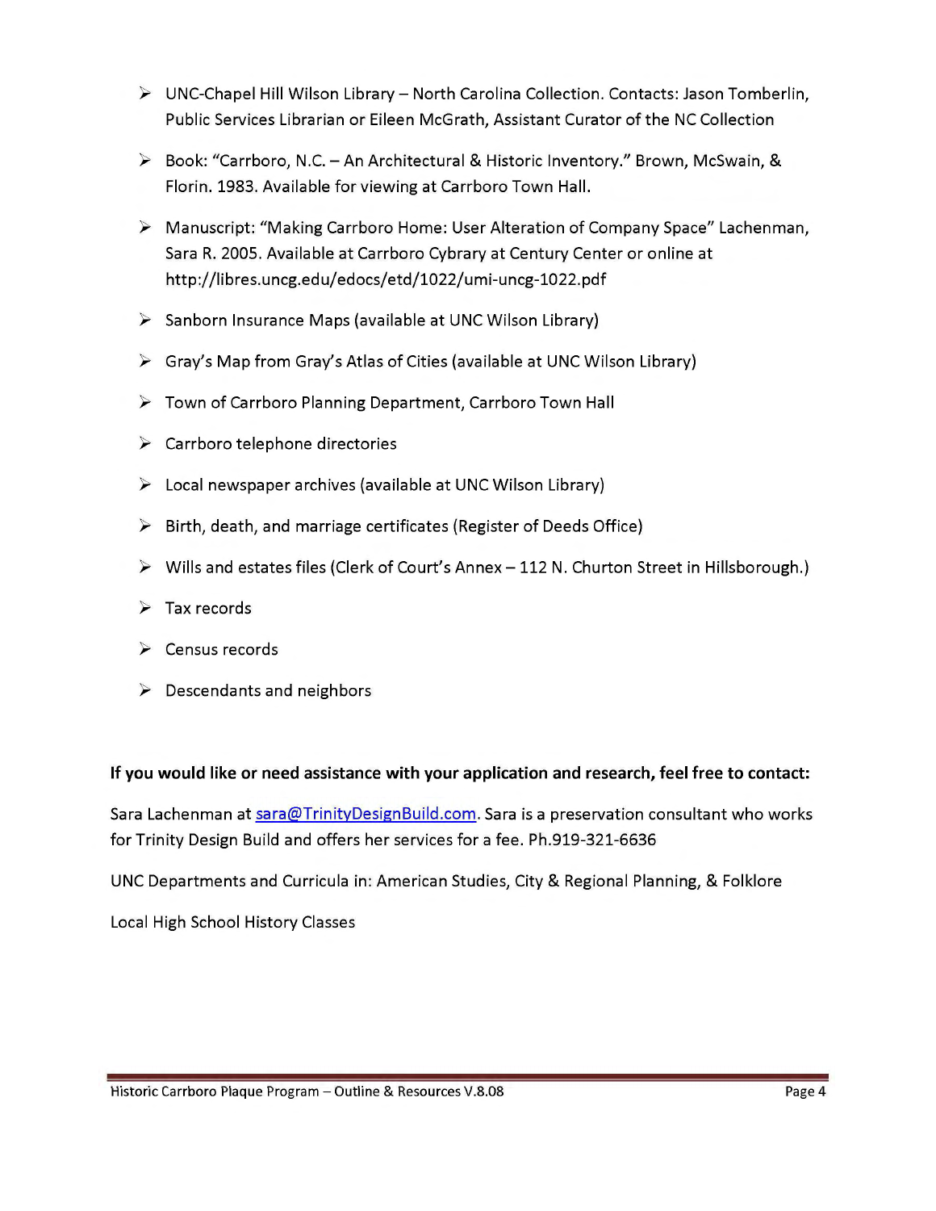- UNC-Chapel Hill Wilson Library – North Carolina Collection. Contacts: Jason Tomberlin, Public Services Librarian or Eileen McGrath, Assistant Curator of the NC Collection
- Book: "Carrboro, N.C. – An Architectural & Historic Inventory." Brown, McSwain, & Florin. 1983. Available for viewing at Carrboro Town Hall.
- Manuscript: "Making Carrboro Home: User Alteration of Company Space" Lachenman, Sara R. 2005. Available at Carrboro Cybrary at Century Center or online at http://libres.uncg.edu/edocs/etd/1022/umi-uncg-1022.pdf
- Sanborn Insurance Maps (available at UNC Wilson Library)
- Gray's Map from Gray's Atlas of Cities (available at UNC Wilson Library)
- Town of Carrboro Planning Department, Carrboro Town Hall
- Carrboro telephone directories
- Local newspaper archives (available at UNC Wilson Library)
- Birth, death, and marriage certificates (Register of Deeds Office)
- Wills and estates files (Clerk of Court's Annex – 112 N. Churton Street in Hillsborough.)
- Tax records
- Census records
- Descendants and neighbors

**If you would like or need assistance with your application and research, feel free to contact:**

Sara Lachenman at sara@TrinityDesignBuild.com. Sara is a preservation consultant who works for Trinity Design Build and offers her services for a fee. Ph.919-321-6636

UNC Departments and Curricula in: American Studies, City & Regional Planning, & Folklore

Local High School History Classes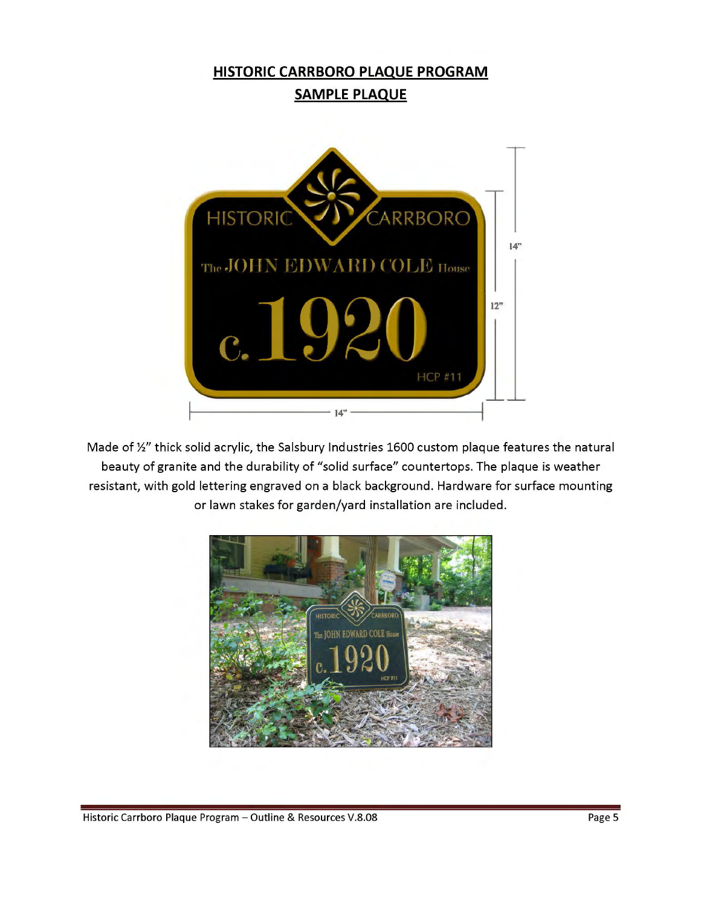# HISTORIC CARRBORO PLAQUE PROGRAM

## SAMPLE PLAQUE

Made of ½" thick solid acrylic, the Salsbury Industries 1600 custom plaque features the natural beauty of granite and the durability of "solid surface" countertops. The plaque is weather resistant, with gold lettering engraved on a black background. Hardware for surface mounting or lawn stakes for garden/yard installation are included.